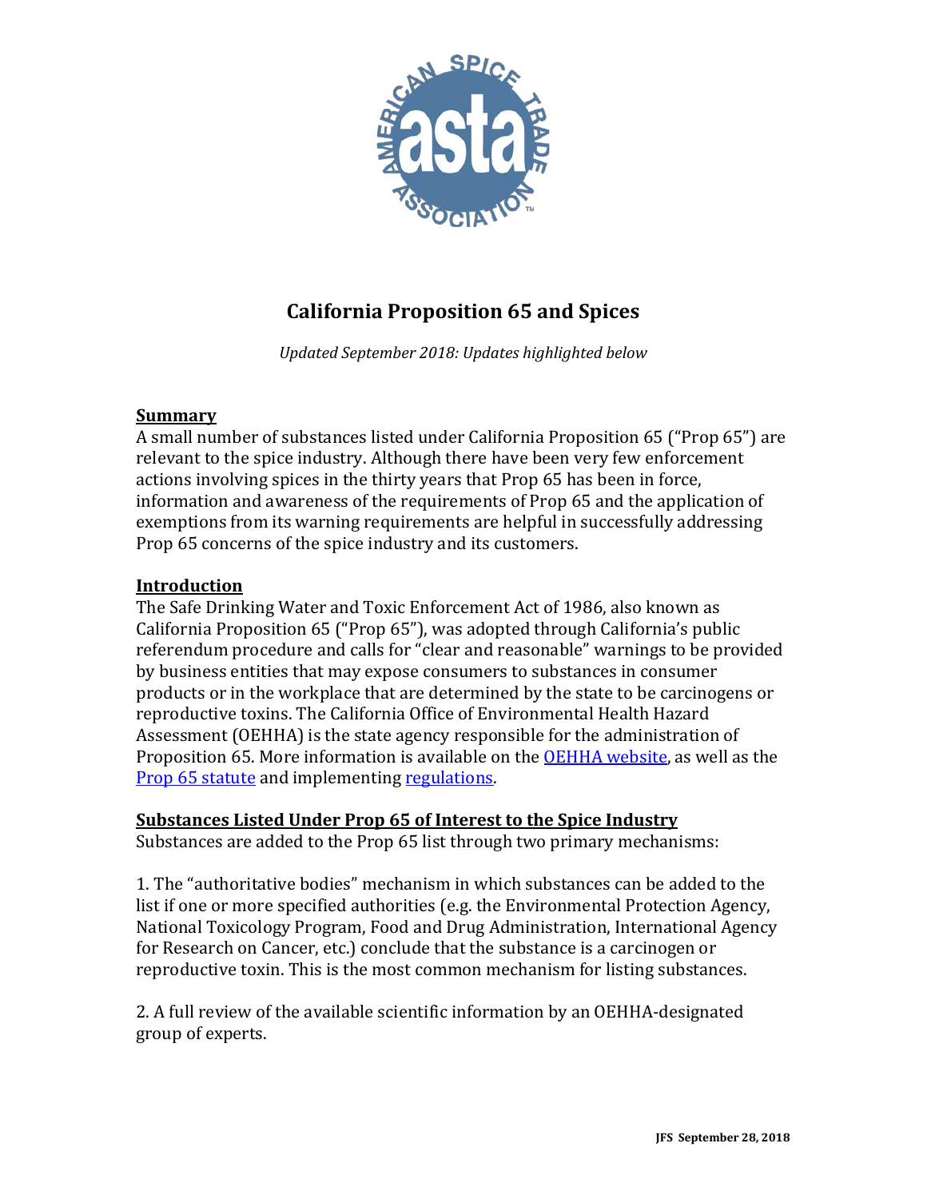# California Proposition 65 and Spices

*Updated September 2018: Updates highlighted below*

## Summary

A small number of substances listed under California Proposition 65 ("Prop 65") are relevant to the spice industry. Although there have been very few enforcement actions involving spices in the thirty years that Prop 65 has been in force, information and awareness of the requirements of Prop 65 and the application of exemptions from its warning requirements are helpful in successfully addressing Prop 65 concerns of the spice industry and its customers.

## Introduction

The Safe Drinking Water and Toxic Enforcement Act of 1986, also known as California Proposition 65 ("Prop 65"), was adopted through California's public referendum procedure and calls for "clear and reasonable" warnings to be provided by business entities that may expose consumers to substances in consumer products or in the workplace that are determined by the state to be carcinogens or reproductive toxins. The California Office of Environmental Health Hazard Assessment (OEHHA) is the state agency responsible for the administration of Proposition 65. More information is available on the OEHHA website, as well as the Prop 65 statute and implementing regulations.

## Substances Listed Under Prop 65 of Interest to the Spice Industry

Substances are added to the Prop 65 list through two primary mechanisms:

1. The "authoritative bodies" mechanism in which substances can be added to the list if one or more specified authorities (e.g. the Environmental Protection Agency, National Toxicology Program, Food and Drug Administration, International Agency for Research on Cancer, etc.) conclude that the substance is a carcinogen or reproductive toxin. This is the most common mechanism for listing substances.

2. A full review of the available scientific information by an OEHHA-designated group of experts.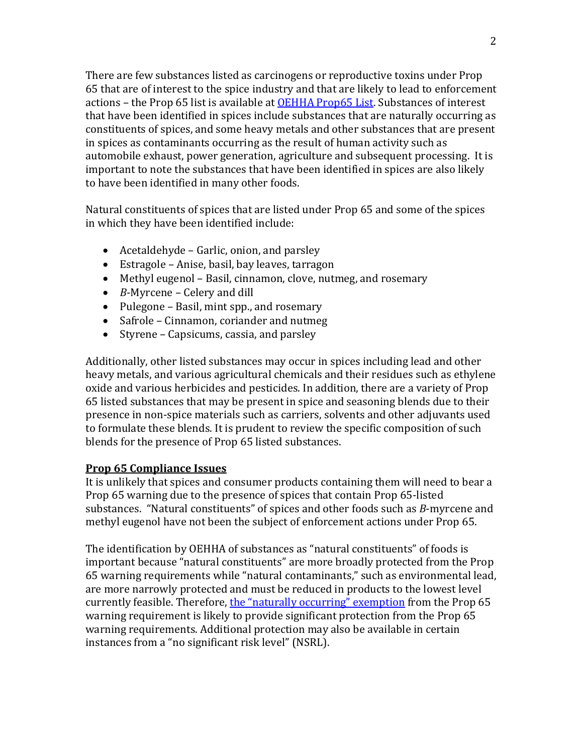There are few substances listed as carcinogens or reproductive toxins under Prop 65 that are of interest to the spice industry and that are likely to lead to enforcement actions – the Prop 65 list is available at [OEHHA Prop65 List](). Substances of interest that have been identified in spices include substances that are naturally occurring as constituents of spices, and some heavy metals and other substances that are present in spices as contaminants occurring as the result of human activity such as automobile exhaust, power generation, agriculture and subsequent processing. It is important to note the substances that have been identified in spices are also likely to have been identified in many other foods.

Natural constituents of spices that are listed under Prop 65 and some of the spices in which they have been identified include:

- Acetaldehyde – Garlic, onion, and parsley
- Estragole – Anise, basil, bay leaves, tarragon
- Methyl eugenol – Basil, cinnamon, clove, nutmeg, and rosemary
- *B*-Myrcene – Celery and dill
- Pulegone – Basil, mint spp., and rosemary
- Safrole – Cinnamon, coriander and nutmeg
- Styrene – Capsicums, cassia, and parsley

Additionally, other listed substances may occur in spices including lead and other heavy metals, and various agricultural chemicals and their residues such as ethylene oxide and various herbicides and pesticides. In addition, there are a variety of Prop 65 listed substances that may be present in spice and seasoning blends due to their presence in non-spice materials such as carriers, solvents and other adjuvants used to formulate these blends. It is prudent to review the specific composition of such blends for the presence of Prop 65 listed substances.

**Prop 65 Compliance Issues**

It is unlikely that spices and consumer products containing them will need to bear a Prop 65 warning due to the presence of spices that contain Prop 65-listed substances. "Natural constituents" of spices and other foods such as *B*-myrcene and methyl eugenol have not been the subject of enforcement actions under Prop 65.

The identification by OEHHA of substances as "natural constituents" of foods is important because "natural constituents" are more broadly protected from the Prop 65 warning requirements while "natural contaminants," such as environmental lead, are more narrowly protected and must be reduced in products to the lowest level currently feasible. Therefore, [the "naturally occurring" exemption]() from the Prop 65 warning requirement is likely to provide significant protection from the Prop 65 warning requirements. Additional protection may also be available in certain instances from a "no significant risk level" (NSRL).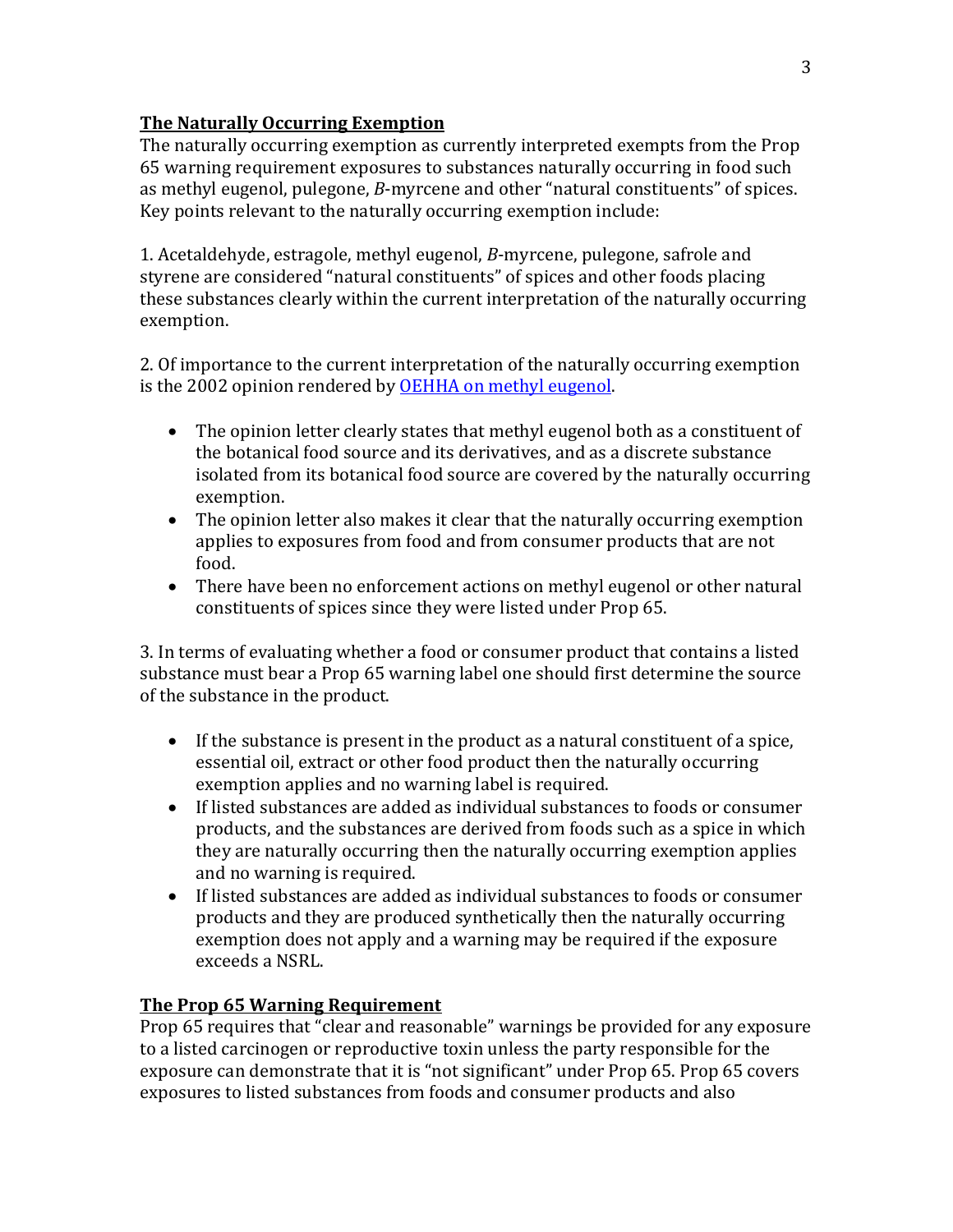**The Naturally Occurring Exemption**

The naturally occurring exemption as currently interpreted exempts from the Prop 65 warning requirement exposures to substances naturally occurring in food such as methyl eugenol, pulegone, *B*-myrcene and other "natural constituents" of spices. Key points relevant to the naturally occurring exemption include:

1. Acetaldehyde, estragole, methyl eugenol, *B*-myrcene, pulegone, safrole and styrene are considered "natural constituents" of spices and other foods placing these substances clearly within the current interpretation of the naturally occurring exemption.

2. Of importance to the current interpretation of the naturally occurring exemption is the 2002 opinion rendered by OEHHA on methyl eugenol.

- The opinion letter clearly states that methyl eugenol both as a constituent of the botanical food source and its derivatives, and as a discrete substance isolated from its botanical food source are covered by the naturally occurring exemption.
- The opinion letter also makes it clear that the naturally occurring exemption applies to exposures from food and from consumer products that are not food.
- There have been no enforcement actions on methyl eugenol or other natural constituents of spices since they were listed under Prop 65.

3. In terms of evaluating whether a food or consumer product that contains a listed substance must bear a Prop 65 warning label one should first determine the source of the substance in the product.

- If the substance is present in the product as a natural constituent of a spice, essential oil, extract or other food product then the naturally occurring exemption applies and no warning label is required.
- If listed substances are added as individual substances to foods or consumer products, and the substances are derived from foods such as a spice in which they are naturally occurring then the naturally occurring exemption applies and no warning is required.
- If listed substances are added as individual substances to foods or consumer products and they are produced synthetically then the naturally occurring exemption does not apply and a warning may be required if the exposure exceeds a NSRL.

**The Prop 65 Warning Requirement**

Prop 65 requires that "clear and reasonable" warnings be provided for any exposure to a listed carcinogen or reproductive toxin unless the party responsible for the exposure can demonstrate that it is "not significant" under Prop 65. Prop 65 covers exposures to listed substances from foods and consumer products and also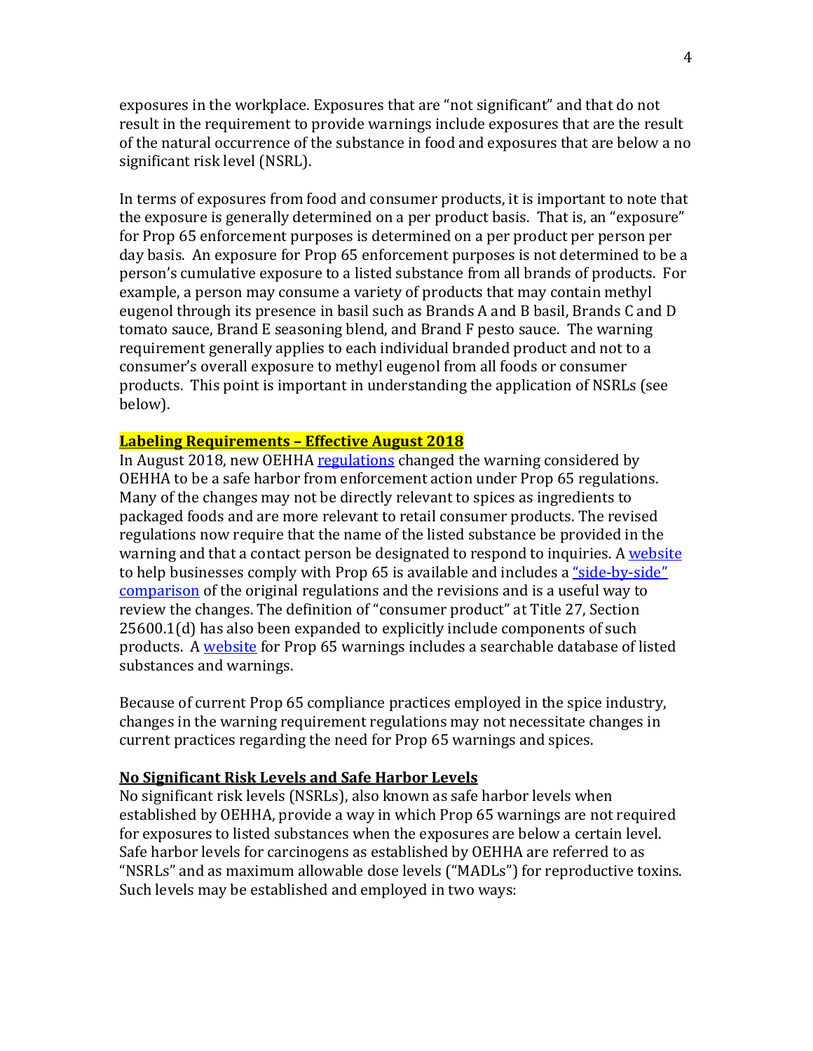exposures in the workplace. Exposures that are "not significant" and that do not result in the requirement to provide warnings include exposures that are the result of the natural occurrence of the substance in food and exposures that are below a no significant risk level (NSRL).

In terms of exposures from food and consumer products, it is important to note that the exposure is generally determined on a per product basis. That is, an "exposure" for Prop 65 enforcement purposes is determined on a per product per person per day basis. An exposure for Prop 65 enforcement purposes is not determined to be a person's cumulative exposure to a listed substance from all brands of products. For example, a person may consume a variety of products that may contain methyl eugenol through its presence in basil such as Brands A and B basil, Brands C and D tomato sauce, Brand E seasoning blend, and Brand F pesto sauce. The warning requirement generally applies to each individual branded product and not to a consumer's overall exposure to methyl eugenol from all foods or consumer products. This point is important in understanding the application of NSRLs (see below).

**Labeling Requirements – Effective August 2018**

In August 2018, new OEHHA regulations changed the warning considered by OEHHA to be a safe harbor from enforcement action under Prop 65 regulations. Many of the changes may not be directly relevant to spices as ingredients to packaged foods and are more relevant to retail consumer products. The revised regulations now require that the name of the listed substance be provided in the warning and that a contact person be designated to respond to inquiries. A website to help businesses comply with Prop 65 is available and includes a "side-by-side" comparison of the original regulations and the revisions and is a useful way to review the changes. The definition of "consumer product" at Title 27, Section 25600.1(d) has also been expanded to explicitly include components of such products. A website for Prop 65 warnings includes a searchable database of listed substances and warnings.

Because of current Prop 65 compliance practices employed in the spice industry, changes in the warning requirement regulations may not necessitate changes in current practices regarding the need for Prop 65 warnings and spices.

**No Significant Risk Levels and Safe Harbor Levels**

No significant risk levels (NSRLs), also known as safe harbor levels when established by OEHHA, provide a way in which Prop 65 warnings are not required for exposures to listed substances when the exposures are below a certain level. Safe harbor levels for carcinogens as established by OEHHA are referred to as "NSRLs" and as maximum allowable dose levels ("MADLs") for reproductive toxins. Such levels may be established and employed in two ways: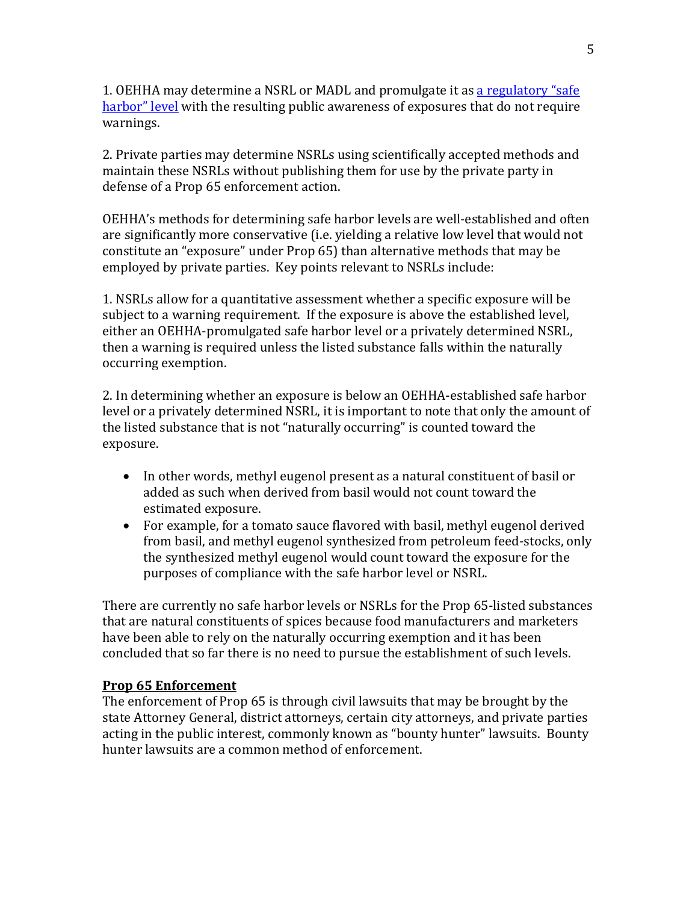1. OEHHA may determine a NSRL or MADL and promulgate it as a regulatory "safe harbor" level with the resulting public awareness of exposures that do not require warnings.

2. Private parties may determine NSRLs using scientifically accepted methods and maintain these NSRLs without publishing them for use by the private party in defense of a Prop 65 enforcement action.

OEHHA's methods for determining safe harbor levels are well-established and often are significantly more conservative (i.e. yielding a relative low level that would not constitute an "exposure" under Prop 65) than alternative methods that may be employed by private parties. Key points relevant to NSRLs include:

1. NSRLs allow for a quantitative assessment whether a specific exposure will be subject to a warning requirement. If the exposure is above the established level, either an OEHHA-promulgated safe harbor level or a privately determined NSRL, then a warning is required unless the listed substance falls within the naturally occurring exemption.

2. In determining whether an exposure is below an OEHHA-established safe harbor level or a privately determined NSRL, it is important to note that only the amount of the listed substance that is not "naturally occurring" is counted toward the exposure.

- In other words, methyl eugenol present as a natural constituent of basil or added as such when derived from basil would not count toward the estimated exposure.
- For example, for a tomato sauce flavored with basil, methyl eugenol derived from basil, and methyl eugenol synthesized from petroleum feed-stocks, only the synthesized methyl eugenol would count toward the exposure for the purposes of compliance with the safe harbor level or NSRL.

There are currently no safe harbor levels or NSRLs for the Prop 65-listed substances that are natural constituents of spices because food manufacturers and marketers have been able to rely on the naturally occurring exemption and it has been concluded that so far there is no need to pursue the establishment of such levels.

**Prop 65 Enforcement**

The enforcement of Prop 65 is through civil lawsuits that may be brought by the state Attorney General, district attorneys, certain city attorneys, and private parties acting in the public interest, commonly known as "bounty hunter" lawsuits. Bounty hunter lawsuits are a common method of enforcement.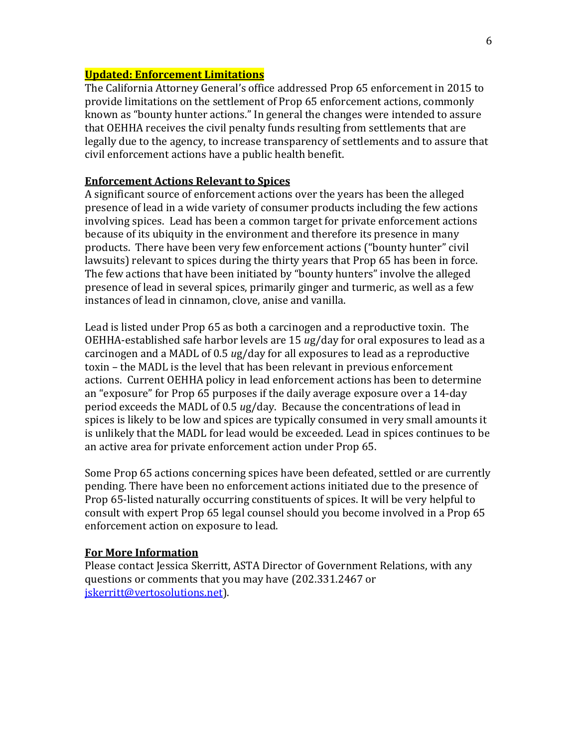**Updated: Enforcement Limitations**

The California Attorney General's office addressed Prop 65 enforcement in 2015 to provide limitations on the settlement of Prop 65 enforcement actions, commonly known as "bounty hunter actions." In general the changes were intended to assure that OEHHA receives the civil penalty funds resulting from settlements that are legally due to the agency, to increase transparency of settlements and to assure that civil enforcement actions have a public health benefit.

**Enforcement Actions Relevant to Spices**

A significant source of enforcement actions over the years has been the alleged presence of lead in a wide variety of consumer products including the few actions involving spices. Lead has been a common target for private enforcement actions because of its ubiquity in the environment and therefore its presence in many products. There have been very few enforcement actions ("bounty hunter" civil lawsuits) relevant to spices during the thirty years that Prop 65 has been in force. The few actions that have been initiated by "bounty hunters" involve the alleged presence of lead in several spices, primarily ginger and turmeric, as well as a few instances of lead in cinnamon, clove, anise and vanilla.

Lead is listed under Prop 65 as both a carcinogen and a reproductive toxin. The OEHHA-established safe harbor levels are 15 *u*g/day for oral exposures to lead as a carcinogen and a MADL of 0.5 *u*g/day for all exposures to lead as a reproductive toxin – the MADL is the level that has been relevant in previous enforcement actions. Current OEHHA policy in lead enforcement actions has been to determine an "exposure" for Prop 65 purposes if the daily average exposure over a 14-day period exceeds the MADL of 0.5 *u*g/day. Because the concentrations of lead in spices is likely to be low and spices are typically consumed in very small amounts it is unlikely that the MADL for lead would be exceeded. Lead in spices continues to be an active area for private enforcement action under Prop 65.

Some Prop 65 actions concerning spices have been defeated, settled or are currently pending. There have been no enforcement actions initiated due to the presence of Prop 65-listed naturally occurring constituents of spices. It will be very helpful to consult with expert Prop 65 legal counsel should you become involved in a Prop 65 enforcement action on exposure to lead.

**For More Information**

Please contact Jessica Skerritt, ASTA Director of Government Relations, with any questions or comments that you may have (202.331.2467 or jskerritt@vertosolutions.net).